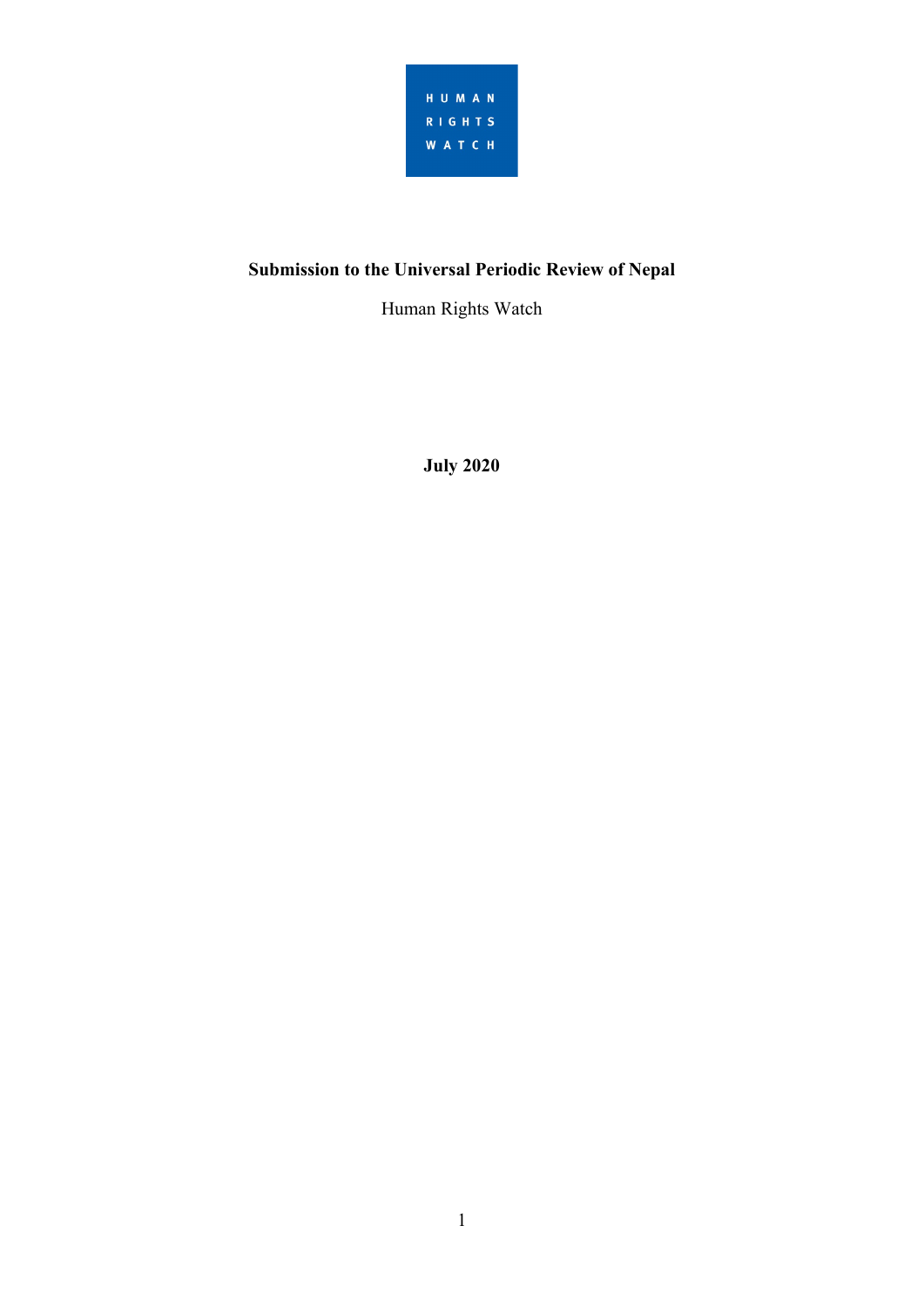HUMAN RIGHTS WATCH

# Submission to the Universal Periodic Review of Nepal

Human Rights Watch

**July 2020**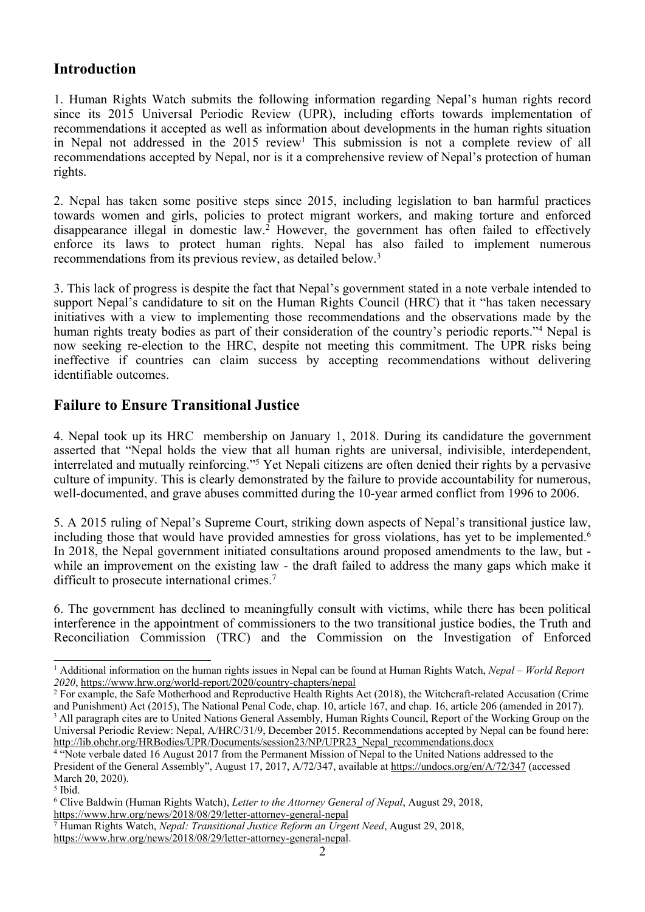## Introduction

1. Human Rights Watch submits the following information regarding Nepal's human rights record since its 2015 Universal Periodic Review (UPR), including efforts towards implementation of recommendations it accepted as well as information about developments in the human rights situation in Nepal not addressed in the 2015 review[1] This submission is not a complete review of all recommendations accepted by Nepal, nor is it a comprehensive review of Nepal's protection of human rights.

2. Nepal has taken some positive steps since 2015, including legislation to ban harmful practices towards women and girls, policies to protect migrant workers, and making torture and enforced disappearance illegal in domestic law.[2] However, the government has often failed to effectively enforce its laws to protect human rights. Nepal has also failed to implement numerous recommendations from its previous review, as detailed below.[3]

3. This lack of progress is despite the fact that Nepal's government stated in a note verbale intended to support Nepal's candidature to sit on the Human Rights Council (HRC) that it "has taken necessary initiatives with a view to implementing those recommendations and the observations made by the human rights treaty bodies as part of their consideration of the country's periodic reports."[4] Nepal is now seeking re-election to the HRC, despite not meeting this commitment. The UPR risks being ineffective if countries can claim success by accepting recommendations without delivering identifiable outcomes.

## Failure to Ensure Transitional Justice

4. Nepal took up its HRC membership on January 1, 2018. During its candidature the government asserted that "Nepal holds the view that all human rights are universal, indivisible, interdependent, interrelated and mutually reinforcing."[5] Yet Nepali citizens are often denied their rights by a pervasive culture of impunity. This is clearly demonstrated by the failure to provide accountability for numerous, well-documented, and grave abuses committed during the 10-year armed conflict from 1996 to 2006.

5. A 2015 ruling of Nepal's Supreme Court, striking down aspects of Nepal's transitional justice law, including those that would have provided amnesties for gross violations, has yet to be implemented.[6] In 2018, the Nepal government initiated consultations around proposed amendments to the law, but - while an improvement on the existing law - the draft failed to address the many gaps which make it difficult to prosecute international crimes.[7]

6. The government has declined to meaningfully consult with victims, while there has been political interference in the appointment of commissioners to the two transitional justice bodies, the Truth and Reconciliation Commission (TRC) and the Commission on the Investigation of Enforced

---

[1] Additional information on the human rights issues in Nepal can be found at Human Rights Watch, *Nepal – World Report 2020*, https://www.hrw.org/world-report/2020/country-chapters/nepal

[2] For example, the Safe Motherhood and Reproductive Health Rights Act (2018), the Witchcraft-related Accusation (Crime and Punishment) Act (2015), The National Penal Code, chap. 10, article 167, and chap. 16, article 206 (amended in 2017).

[3] All paragraph cites are to United Nations General Assembly, Human Rights Council, Report of the Working Group on the Universal Periodic Review: Nepal, A/HRC/31/9, December 2015. Recommendations accepted by Nepal can be found here: http://lib.ohchr.org/HRBodies/UPR/Documents/session23/NP/UPR23_Nepal_recommendations.docx

[4] "Note verbale dated 16 August 2017 from the Permanent Mission of Nepal to the United Nations addressed to the President of the General Assembly", August 17, 2017, A/72/347, available at https://undocs.org/en/A/72/347 (accessed March 20, 2020).

[5] Ibid.

[6] Clive Baldwin (Human Rights Watch), *Letter to the Attorney General of Nepal*, August 29, 2018, https://www.hrw.org/news/2018/08/29/letter-attorney-general-nepal

[7] Human Rights Watch, *Nepal: Transitional Justice Reform an Urgent Need*, August 29, 2018, https://www.hrw.org/news/2018/08/29/letter-attorney-general-nepal.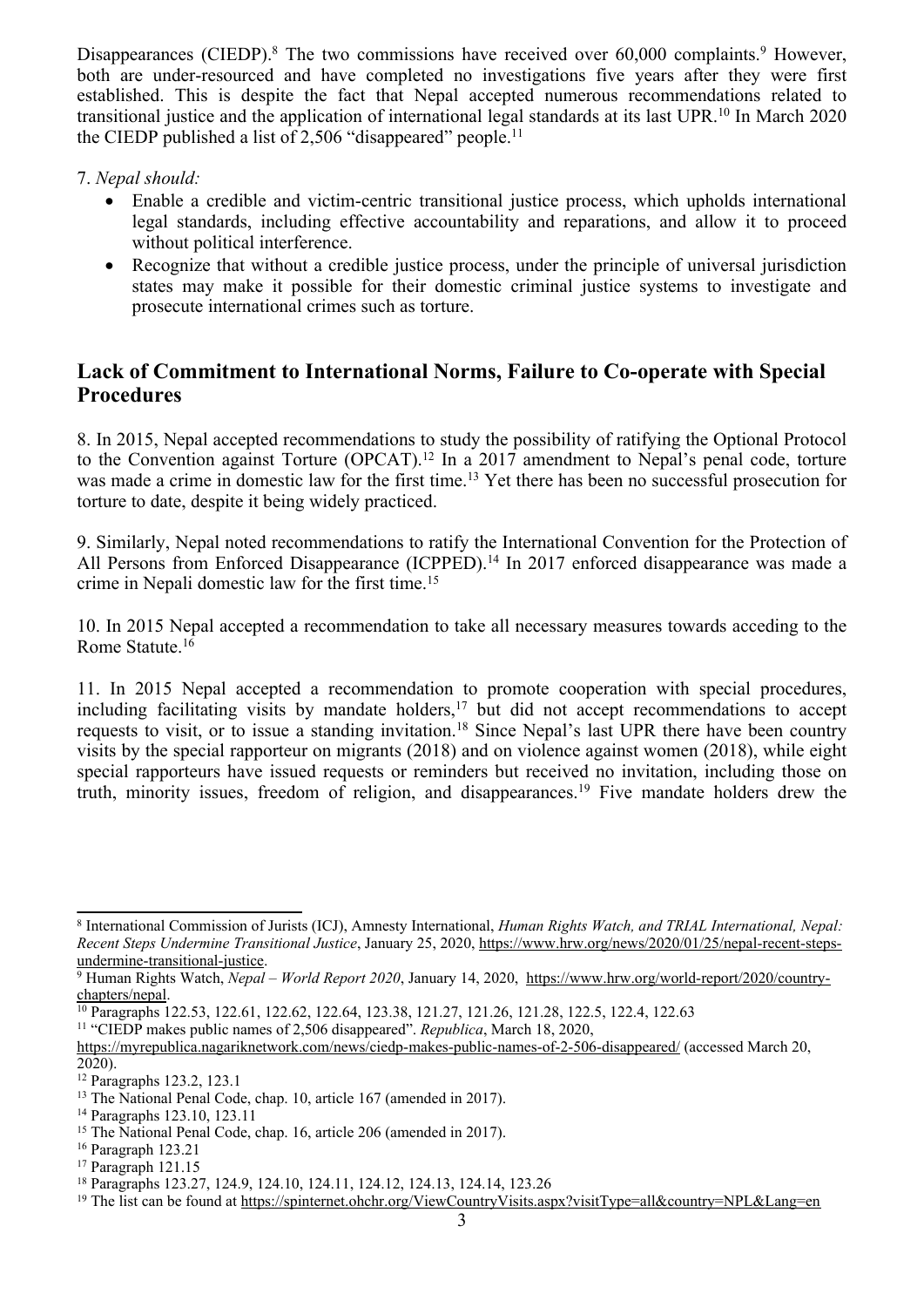Disappearances (CIEDP).[8] The two commissions have received over 60,000 complaints.[9] However, both are under-resourced and have completed no investigations five years after they were first established. This is despite the fact that Nepal accepted numerous recommendations related to transitional justice and the application of international legal standards at its last UPR.[10] In March 2020 the CIEDP published a list of 2,506 "disappeared" people.[11]

7. *Nepal should:*

- Enable a credible and victim-centric transitional justice process, which upholds international legal standards, including effective accountability and reparations, and allow it to proceed without political interference.
- Recognize that without a credible justice process, under the principle of universal jurisdiction states may make it possible for their domestic criminal justice systems to investigate and prosecute international crimes such as torture.

## Lack of Commitment to International Norms, Failure to Co-operate with Special Procedures

8. In 2015, Nepal accepted recommendations to study the possibility of ratifying the Optional Protocol to the Convention against Torture (OPCAT).[12] In a 2017 amendment to Nepal's penal code, torture was made a crime in domestic law for the first time.[13] Yet there has been no successful prosecution for torture to date, despite it being widely practiced.

9. Similarly, Nepal noted recommendations to ratify the International Convention for the Protection of All Persons from Enforced Disappearance (ICPPED).[14] In 2017 enforced disappearance was made a crime in Nepali domestic law for the first time.[15]

10. In 2015 Nepal accepted a recommendation to take all necessary measures towards acceding to the Rome Statute.[16]

11. In 2015 Nepal accepted a recommendation to promote cooperation with special procedures, including facilitating visits by mandate holders,[17] but did not accept recommendations to accept requests to visit, or to issue a standing invitation.[18] Since Nepal's last UPR there have been country visits by the special rapporteur on migrants (2018) and on violence against women (2018), while eight special rapporteurs have issued requests or reminders but received no invitation, including those on truth, minority issues, freedom of religion, and disappearances.[19] Five mandate holders drew the

---

[8] International Commission of Jurists (ICJ), Amnesty International, *Human Rights Watch, and TRIAL International, Nepal: Recent Steps Undermine Transitional Justice*, January 25, 2020, https://www.hrw.org/news/2020/01/25/nepal-recent-steps-undermine-transitional-justice.

[9] Human Rights Watch, *Nepal – World Report 2020*, January 14, 2020, https://www.hrw.org/world-report/2020/country-chapters/nepal.

[10] Paragraphs 122.53, 122.61, 122.62, 122.64, 123.38, 121.27, 121.26, 121.28, 122.5, 122.4, 122.63

[11] "CIEDP makes public names of 2,506 disappeared". *Republica*, March 18, 2020, https://myrepublica.nagariknetwork.com/news/ciedp-makes-public-names-of-2-506-disappeared/ (accessed March 20, 2020).

[12] Paragraphs 123.2, 123.1

[13] The National Penal Code, chap. 10, article 167 (amended in 2017).

[14] Paragraphs 123.10, 123.11

[15] The National Penal Code, chap. 16, article 206 (amended in 2017).

[16] Paragraph 123.21

[17] Paragraph 121.15

[18] Paragraphs 123.27, 124.9, 124.10, 124.11, 124.12, 124.13, 124.14, 123.26

[19] The list can be found at https://spinternet.ohchr.org/ViewCountryVisits.aspx?visitType=all&country=NPL&Lang=en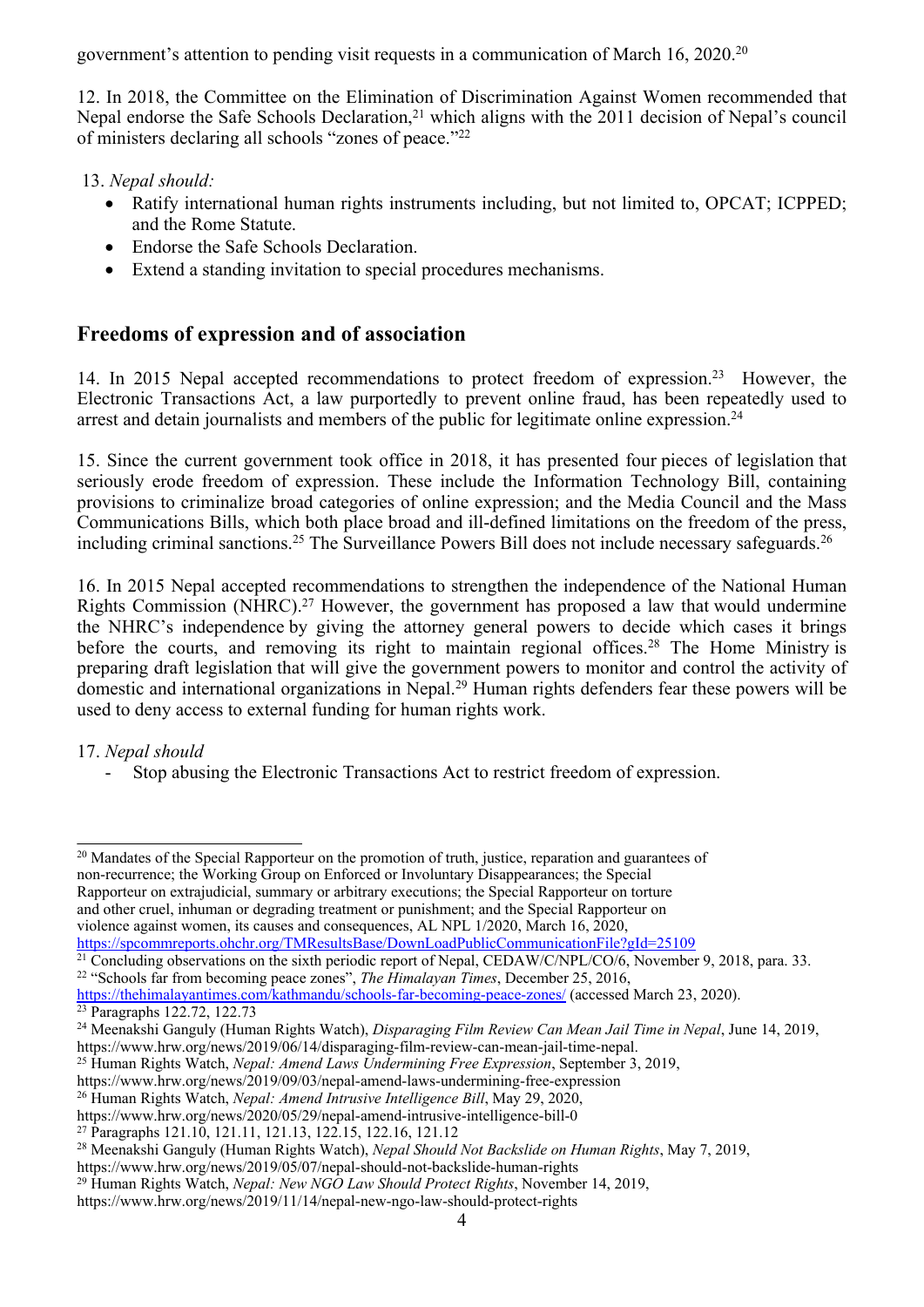government's attention to pending visit requests in a communication of March 16, 2020.[20]

12. In 2018, the Committee on the Elimination of Discrimination Against Women recommended that Nepal endorse the Safe Schools Declaration,[21] which aligns with the 2011 decision of Nepal's council of ministers declaring all schools "zones of peace."[22]

13. *Nepal should:*

- Ratify international human rights instruments including, but not limited to, OPCAT; ICPPED; and the Rome Statute.
- Endorse the Safe Schools Declaration.
- Extend a standing invitation to special procedures mechanisms.

## Freedoms of expression and of association

14. In 2015 Nepal accepted recommendations to protect freedom of expression.[23] However, the Electronic Transactions Act, a law purportedly to prevent online fraud, has been repeatedly used to arrest and detain journalists and members of the public for legitimate online expression.[24]

15. Since the current government took office in 2018, it has presented four pieces of legislation that seriously erode freedom of expression. These include the Information Technology Bill, containing provisions to criminalize broad categories of online expression; and the Media Council and the Mass Communications Bills, which both place broad and ill-defined limitations on the freedom of the press, including criminal sanctions.[25] The Surveillance Powers Bill does not include necessary safeguards.[26]

16. In 2015 Nepal accepted recommendations to strengthen the independence of the National Human Rights Commission (NHRC).[27] However, the government has proposed a law that would undermine the NHRC's independence by giving the attorney general powers to decide which cases it brings before the courts, and removing its right to maintain regional offices.[28] The Home Ministry is preparing draft legislation that will give the government powers to monitor and control the activity of domestic and international organizations in Nepal.[29] Human rights defenders fear these powers will be used to deny access to external funding for human rights work.

17. *Nepal should*

- Stop abusing the Electronic Transactions Act to restrict freedom of expression.

---

[20] Mandates of the Special Rapporteur on the promotion of truth, justice, reparation and guarantees of non-recurrence; the Working Group on Enforced or Involuntary Disappearances; the Special Rapporteur on extrajudicial, summary or arbitrary executions; the Special Rapporteur on torture and other cruel, inhuman or degrading treatment or punishment; and the Special Rapporteur on violence against women, its causes and consequences, AL NPL 1/2020, March 16, 2020, https://spcommreports.ohchr.org/TMResultsBase/DownLoadPublicCommunicationFile?gId=25109

[21] Concluding observations on the sixth periodic report of Nepal, CEDAW/C/NPL/CO/6, November 9, 2018, para. 33.

[22] "Schools far from becoming peace zones", *The Himalayan Times*, December 25, 2016, https://thehimalayantimes.com/kathmandu/schools-far-becoming-peace-zones/ (accessed March 23, 2020).

[23] Paragraphs 122.72, 122.73

[24] Meenakshi Ganguly (Human Rights Watch), *Disparaging Film Review Can Mean Jail Time in Nepal*, June 14, 2019, https://www.hrw.org/news/2019/06/14/disparaging-film-review-can-mean-jail-time-nepal.

[25] Human Rights Watch, *Nepal: Amend Laws Undermining Free Expression*, September 3, 2019, https://www.hrw.org/news/2019/09/03/nepal-amend-laws-undermining-free-expression

[26] Human Rights Watch, *Nepal: Amend Intrusive Intelligence Bill*, May 29, 2020, https://www.hrw.org/news/2020/05/29/nepal-amend-intrusive-intelligence-bill-0

[27] Paragraphs 121.10, 121.11, 121.13, 122.15, 122.16, 121.12

[28] Meenakshi Ganguly (Human Rights Watch), *Nepal Should Not Backslide on Human Rights*, May 7, 2019, https://www.hrw.org/news/2019/05/07/nepal-should-not-backslide-human-rights

[29] Human Rights Watch, *Nepal: New NGO Law Should Protect Rights*, November 14, 2019, https://www.hrw.org/news/2019/11/14/nepal-new-ngo-law-should-protect-rights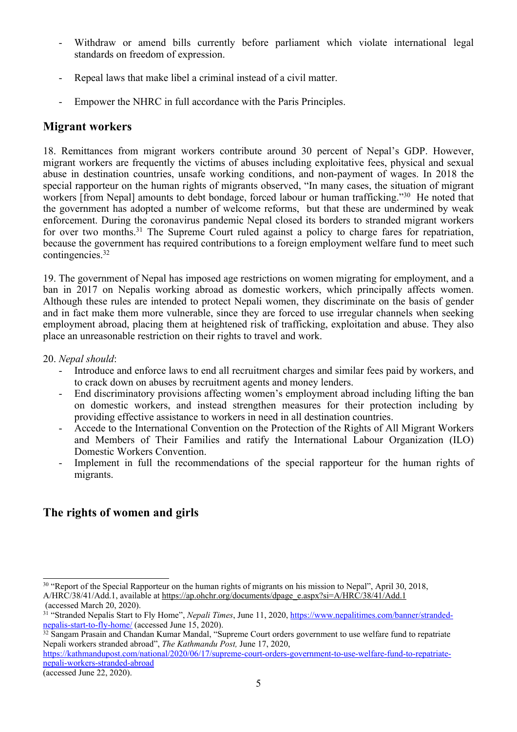- Withdraw or amend bills currently before parliament which violate international legal standards on freedom of expression.

- Repeal laws that make libel a criminal instead of a civil matter.

- Empower the NHRC in full accordance with the Paris Principles.

## Migrant workers

18. Remittances from migrant workers contribute around 30 percent of Nepal's GDP. However, migrant workers are frequently the victims of abuses including exploitative fees, physical and sexual abuse in destination countries, unsafe working conditions, and non-payment of wages. In 2018 the special rapporteur on the human rights of migrants observed, "In many cases, the situation of migrant workers [from Nepal] amounts to debt bondage, forced labour or human trafficking."[30] He noted that the government has adopted a number of welcome reforms, but that these are undermined by weak enforcement. During the coronavirus pandemic Nepal closed its borders to stranded migrant workers for over two months.[31] The Supreme Court ruled against a policy to charge fares for repatriation, because the government has required contributions to a foreign employment welfare fund to meet such contingencies.[32]

19. The government of Nepal has imposed age restrictions on women migrating for employment, and a ban in 2017 on Nepalis working abroad as domestic workers, which principally affects women. Although these rules are intended to protect Nepali women, they discriminate on the basis of gender and in fact make them more vulnerable, since they are forced to use irregular channels when seeking employment abroad, placing them at heightened risk of trafficking, exploitation and abuse. They also place an unreasonable restriction on their rights to travel and work.

20. *Nepal should*:

- Introduce and enforce laws to end all recruitment charges and similar fees paid by workers, and to crack down on abuses by recruitment agents and money lenders.
- End discriminatory provisions affecting women's employment abroad including lifting the ban on domestic workers, and instead strengthen measures for their protection including by providing effective assistance to workers in need in all destination countries.
- Accede to the International Convention on the Protection of the Rights of All Migrant Workers and Members of Their Families and ratify the International Labour Organization (ILO) Domestic Workers Convention.
- Implement in full the recommendations of the special rapporteur for the human rights of migrants.

## The rights of women and girls

---

[30] "Report of the Special Rapporteur on the human rights of migrants on his mission to Nepal", April 30, 2018, A/HRC/38/41/Add.1, available at https://ap.ohchr.org/documents/dpage_e.aspx?si=A/HRC/38/41/Add.1 (accessed March 20, 2020).

[31] "Stranded Nepalis Start to Fly Home", *Nepali Times*, June 11, 2020, https://www.nepalitimes.com/banner/stranded-nepalis-start-to-fly-home/ (accessed June 15, 2020).

[32] Sangam Prasain and Chandan Kumar Mandal, "Supreme Court orders government to use welfare fund to repatriate Nepali workers stranded abroad", *The Kathmandu Post,* June 17, 2020, https://kathmandupost.com/national/2020/06/17/supreme-court-orders-government-to-use-welfare-fund-to-repatriate-nepali-workers-stranded-abroad (accessed June 22, 2020).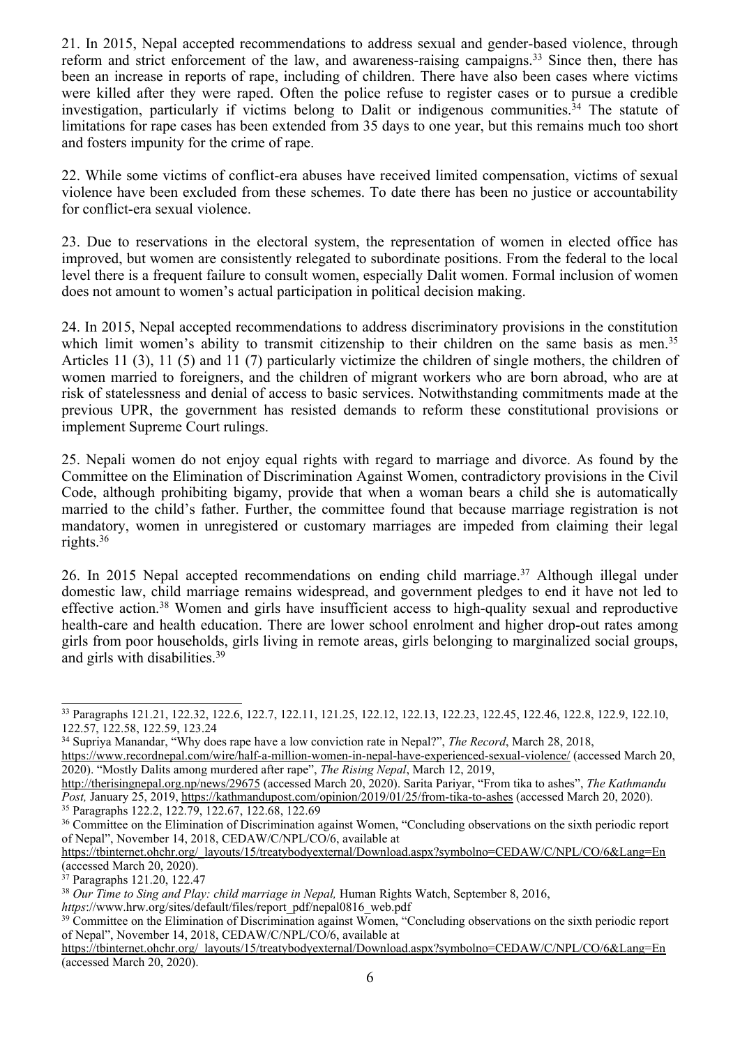21. In 2015, Nepal accepted recommendations to address sexual and gender-based violence, through reform and strict enforcement of the law, and awareness-raising campaigns.[33] Since then, there has been an increase in reports of rape, including of children. There have also been cases where victims were killed after they were raped. Often the police refuse to register cases or to pursue a credible investigation, particularly if victims belong to Dalit or indigenous communities.[34] The statute of limitations for rape cases has been extended from 35 days to one year, but this remains much too short and fosters impunity for the crime of rape.

22. While some victims of conflict-era abuses have received limited compensation, victims of sexual violence have been excluded from these schemes. To date there has been no justice or accountability for conflict-era sexual violence.

23. Due to reservations in the electoral system, the representation of women in elected office has improved, but women are consistently relegated to subordinate positions. From the federal to the local level there is a frequent failure to consult women, especially Dalit women. Formal inclusion of women does not amount to women's actual participation in political decision making.

24. In 2015, Nepal accepted recommendations to address discriminatory provisions in the constitution which limit women's ability to transmit citizenship to their children on the same basis as men.[35] Articles 11 (3), 11 (5) and 11 (7) particularly victimize the children of single mothers, the children of women married to foreigners, and the children of migrant workers who are born abroad, who are at risk of statelessness and denial of access to basic services. Notwithstanding commitments made at the previous UPR, the government has resisted demands to reform these constitutional provisions or implement Supreme Court rulings.

25. Nepali women do not enjoy equal rights with regard to marriage and divorce. As found by the Committee on the Elimination of Discrimination Against Women, contradictory provisions in the Civil Code, although prohibiting bigamy, provide that when a woman bears a child she is automatically married to the child's father. Further, the committee found that because marriage registration is not mandatory, women in unregistered or customary marriages are impeded from claiming their legal rights.[36]

26. In 2015 Nepal accepted recommendations on ending child marriage.[37] Although illegal under domestic law, child marriage remains widespread, and government pledges to end it have not led to effective action.[38] Women and girls have insufficient access to high-quality sexual and reproductive health-care and health education. There are lower school enrolment and higher drop-out rates among girls from poor households, girls living in remote areas, girls belonging to marginalized social groups, and girls with disabilities.[39]

---

[33] Paragraphs 121.21, 122.32, 122.6, 122.7, 122.11, 121.25, 122.12, 122.13, 122.23, 122.45, 122.46, 122.8, 122.9, 122.10, 122.57, 122.58, 122.59, 123.24

[34] Supriya Manandar, "Why does rape have a low conviction rate in Nepal?", *The Record*, March 28, 2018, https://www.recordnepal.com/wire/half-a-million-women-in-nepal-have-experienced-sexual-violence/ (accessed March 20, 2020). "Mostly Dalits among murdered after rape", *The Rising Nepal*, March 12, 2019, http://therisingnepal.org.np/news/29675 (accessed March 20, 2020). Sarita Pariyar, "From tika to ashes", *The Kathmandu Post,* January 25, 2019, https://kathmandupost.com/opinion/2019/01/25/from-tika-to-ashes (accessed March 20, 2020).

[35] Paragraphs 122.2, 122.79, 122.67, 122.68, 122.69

[36] Committee on the Elimination of Discrimination against Women, "Concluding observations on the sixth periodic report of Nepal", November 14, 2018, CEDAW/C/NPL/CO/6, available at https://tbinternet.ohchr.org/_layouts/15/treatybodyexternal/Download.aspx?symbolno=CEDAW/C/NPL/CO/6&Lang=En (accessed March 20, 2020).

[37] Paragraphs 121.20, 122.47

[38] *Our Time to Sing and Play: child marriage in Nepal,* Human Rights Watch, September 8, 2016, *https*://www.hrw.org/sites/default/files/report_pdf/nepal0816_web.pdf

[39] Committee on the Elimination of Discrimination against Women, "Concluding observations on the sixth periodic report of Nepal", November 14, 2018, CEDAW/C/NPL/CO/6, available at https://tbinternet.ohchr.org/_layouts/15/treatybodyexternal/Download.aspx?symbolno=CEDAW/C/NPL/CO/6&Lang=En (accessed March 20, 2020).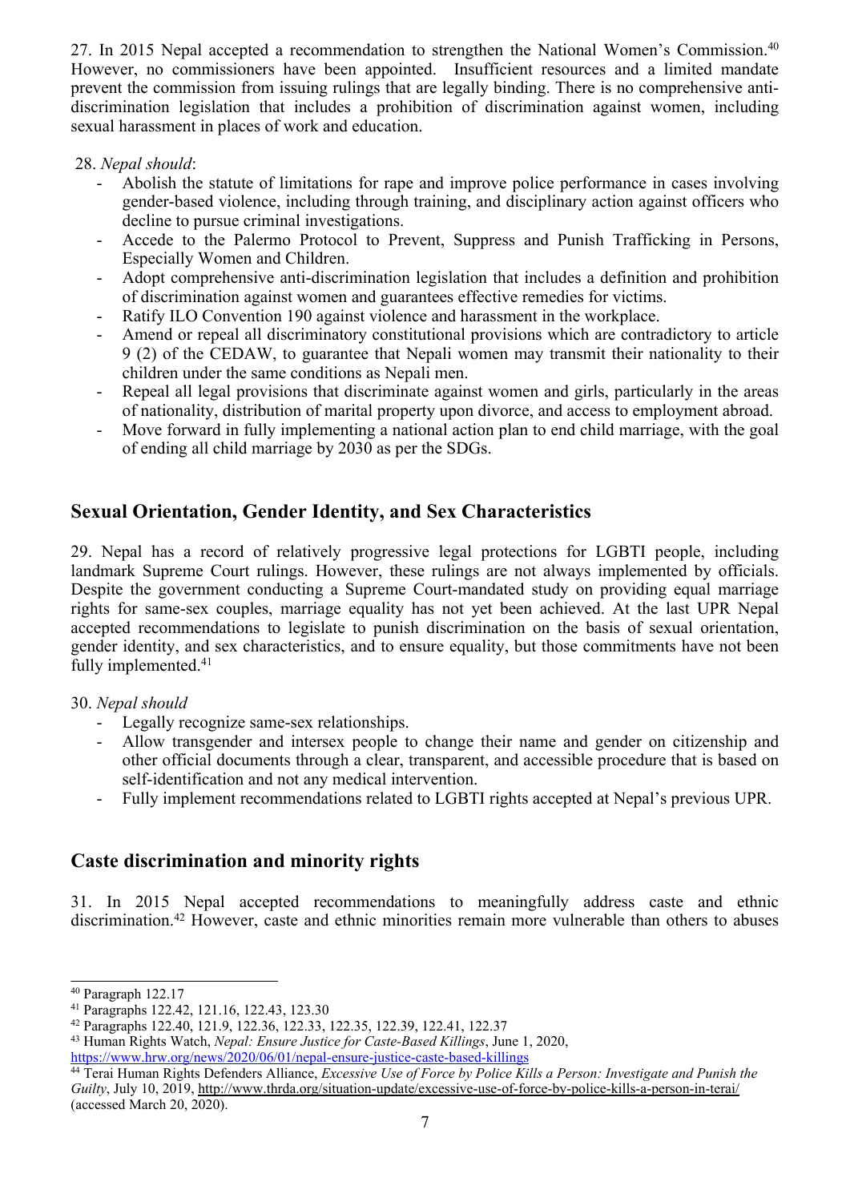27. In 2015 Nepal accepted a recommendation to strengthen the National Women's Commission.[40] However, no commissioners have been appointed. Insufficient resources and a limited mandate prevent the commission from issuing rulings that are legally binding. There is no comprehensive anti-discrimination legislation that includes a prohibition of discrimination against women, including sexual harassment in places of work and education.

28. *Nepal should*:

- Abolish the statute of limitations for rape and improve police performance in cases involving gender-based violence, including through training, and disciplinary action against officers who decline to pursue criminal investigations.
- Accede to the Palermo Protocol to Prevent, Suppress and Punish Trafficking in Persons, Especially Women and Children.
- Adopt comprehensive anti-discrimination legislation that includes a definition and prohibition of discrimination against women and guarantees effective remedies for victims.
- Ratify ILO Convention 190 against violence and harassment in the workplace.
- Amend or repeal all discriminatory constitutional provisions which are contradictory to article 9 (2) of the CEDAW, to guarantee that Nepali women may transmit their nationality to their children under the same conditions as Nepali men.
- Repeal all legal provisions that discriminate against women and girls, particularly in the areas of nationality, distribution of marital property upon divorce, and access to employment abroad.
- Move forward in fully implementing a national action plan to end child marriage, with the goal of ending all child marriage by 2030 as per the SDGs.

## Sexual Orientation, Gender Identity, and Sex Characteristics

29. Nepal has a record of relatively progressive legal protections for LGBTI people, including landmark Supreme Court rulings. However, these rulings are not always implemented by officials. Despite the government conducting a Supreme Court-mandated study on providing equal marriage rights for same-sex couples, marriage equality has not yet been achieved. At the last UPR Nepal accepted recommendations to legislate to punish discrimination on the basis of sexual orientation, gender identity, and sex characteristics, and to ensure equality, but those commitments have not been fully implemented.[41]

30. *Nepal should*

- Legally recognize same-sex relationships.
- Allow transgender and intersex people to change their name and gender on citizenship and other official documents through a clear, transparent, and accessible procedure that is based on self-identification and not any medical intervention.
- Fully implement recommendations related to LGBTI rights accepted at Nepal's previous UPR.

## Caste discrimination and minority rights

31. In 2015 Nepal accepted recommendations to meaningfully address caste and ethnic discrimination.[42] However, caste and ethnic minorities remain more vulnerable than others to abuses

---

[40] Paragraph 122.17

[41] Paragraphs 122.42, 121.16, 122.43, 123.30

[42] Paragraphs 122.40, 121.9, 122.36, 122.33, 122.35, 122.39, 122.41, 122.37

[43] Human Rights Watch, *Nepal: Ensure Justice for Caste-Based Killings*, June 1, 2020, https://www.hrw.org/news/2020/06/01/nepal-ensure-justice-caste-based-killings

[44] Terai Human Rights Defenders Alliance, *Excessive Use of Force by Police Kills a Person: Investigate and Punish the Guilty*, July 10, 2019, http://www.thrda.org/situation-update/excessive-use-of-force-by-police-kills-a-person-in-terai/ (accessed March 20, 2020).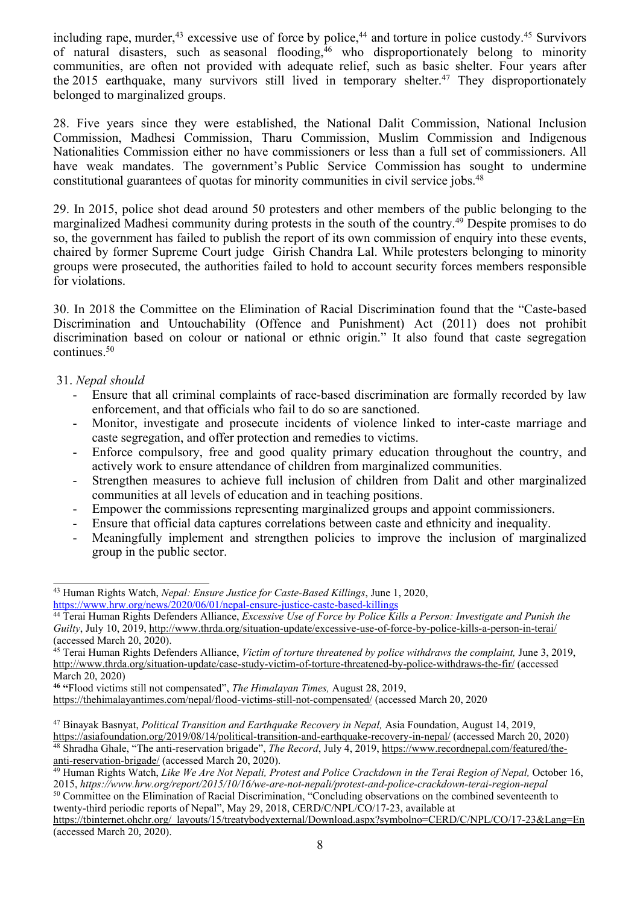including rape, murder,[43] excessive use of force by police,[44] and torture in police custody.[45] Survivors of natural disasters, such as seasonal flooding,[46] who disproportionately belong to minority communities, are often not provided with adequate relief, such as basic shelter. Four years after the 2015 earthquake, many survivors still lived in temporary shelter.[47] They disproportionately belonged to marginalized groups.

28. Five years since they were established, the National Dalit Commission, National Inclusion Commission, Madhesi Commission, Tharu Commission, Muslim Commission and Indigenous Nationalities Commission either no have commissioners or less than a full set of commissioners. All have weak mandates. The government's Public Service Commission has sought to undermine constitutional guarantees of quotas for minority communities in civil service jobs.[48]

29. In 2015, police shot dead around 50 protesters and other members of the public belonging to the marginalized Madhesi community during protests in the south of the country.[49] Despite promises to do so, the government has failed to publish the report of its own commission of enquiry into these events, chaired by former Supreme Court judge Girish Chandra Lal. While protesters belonging to minority groups were prosecuted, the authorities failed to hold to account security forces members responsible for violations.

30. In 2018 the Committee on the Elimination of Racial Discrimination found that the "Caste-based Discrimination and Untouchability (Offence and Punishment) Act (2011) does not prohibit discrimination based on colour or national or ethnic origin." It also found that caste segregation continues.[50]

31. *Nepal should*

- Ensure that all criminal complaints of race-based discrimination are formally recorded by law enforcement, and that officials who fail to do so are sanctioned.
- Monitor, investigate and prosecute incidents of violence linked to inter-caste marriage and caste segregation, and offer protection and remedies to victims.
- Enforce compulsory, free and good quality primary education throughout the country, and actively work to ensure attendance of children from marginalized communities.
- Strengthen measures to achieve full inclusion of children from Dalit and other marginalized communities at all levels of education and in teaching positions.
- Empower the commissions representing marginalized groups and appoint commissioners.
- Ensure that official data captures correlations between caste and ethnicity and inequality.
- Meaningfully implement and strengthen policies to improve the inclusion of marginalized group in the public sector.

---

[43] Human Rights Watch, *Nepal: Ensure Justice for Caste-Based Killings*, June 1, 2020, https://www.hrw.org/news/2020/06/01/nepal-ensure-justice-caste-based-killings

[44] Terai Human Rights Defenders Alliance, *Excessive Use of Force by Police Kills a Person: Investigate and Punish the Guilty*, July 10, 2019, http://www.thrda.org/situation-update/excessive-use-of-force-by-police-kills-a-person-in-terai/ (accessed March 20, 2020).

[45] Terai Human Rights Defenders Alliance, *Victim of torture threatened by police withdraws the complaint,* June 3, 2019, http://www.thrda.org/situation-update/case-study-victim-of-torture-threatened-by-police-withdraws-the-fir/ (accessed March 20, 2020)

[46] "Flood victims still not compensated", *The Himalayan Times,* August 28, 2019, https://thehimalayantimes.com/nepal/flood-victims-still-not-compensated/ (accessed March 20, 2020

[47] Binayak Basnyat, *Political Transition and Earthquake Recovery in Nepal,* Asia Foundation, August 14, 2019, https://asiafoundation.org/2019/08/14/political-transition-and-earthquake-recovery-in-nepal/ (accessed March 20, 2020)

[48] Shradha Ghale, "The anti-reservation brigade", *The Record*, July 4, 2019, https://www.recordnepal.com/featured/the-anti-reservation-brigade/ (accessed March 20, 2020).

[49] Human Rights Watch, *Like We Are Not Nepali, Protest and Police Crackdown in the Terai Region of Nepal,* October 16, 2015, *https://www.hrw.org/report/2015/10/16/we-are-not-nepali/protest-and-police-crackdown-terai-region-nepal*

[50] Committee on the Elimination of Racial Discrimination, "Concluding observations on the combined seventeenth to twenty-third periodic reports of Nepal", May 29, 2018, CERD/C/NPL/CO/17-23, available at https://tbinternet.ohchr.org/_layouts/15/treatybodyexternal/Download.aspx?symbolno=CERD/C/NPL/CO/17-23&Lang=En (accessed March 20, 2020).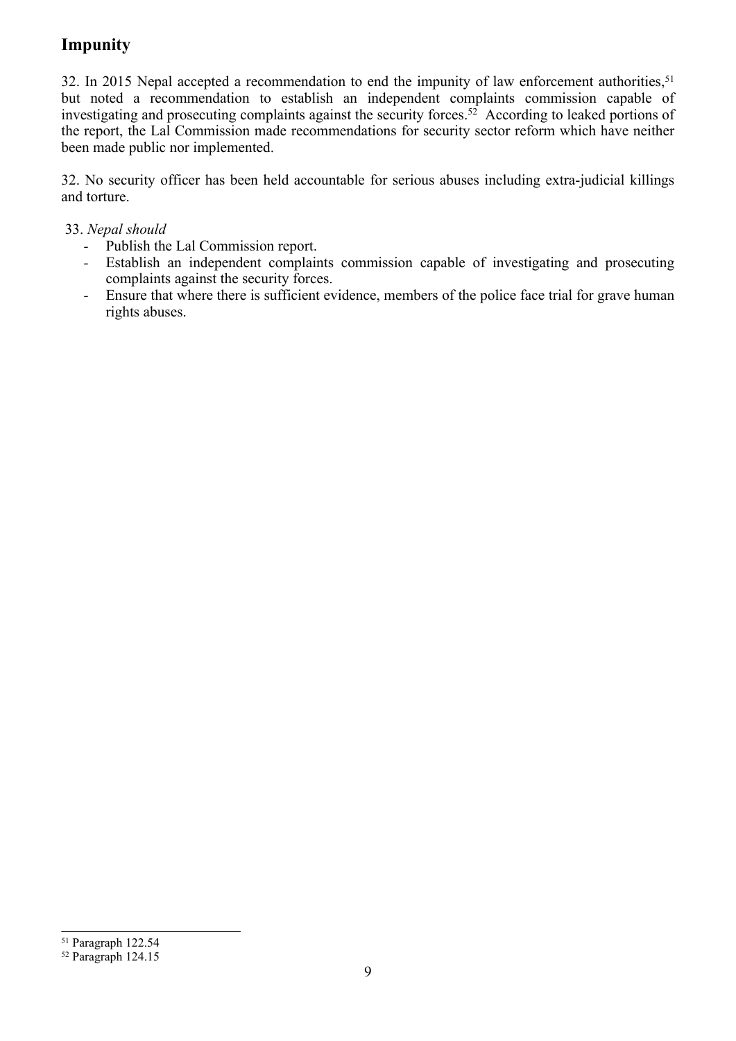## Impunity

32. In 2015 Nepal accepted a recommendation to end the impunity of law enforcement authorities,[51] but noted a recommendation to establish an independent complaints commission capable of investigating and prosecuting complaints against the security forces.[52] According to leaked portions of the report, the Lal Commission made recommendations for security sector reform which have neither been made public nor implemented.

32. No security officer has been held accountable for serious abuses including extra-judicial killings and torture.

33. *Nepal should*

- Publish the Lal Commission report.
- Establish an independent complaints commission capable of investigating and prosecuting complaints against the security forces.
- Ensure that where there is sufficient evidence, members of the police face trial for grave human rights abuses.

[51] Paragraph 122.54

[52] Paragraph 124.15